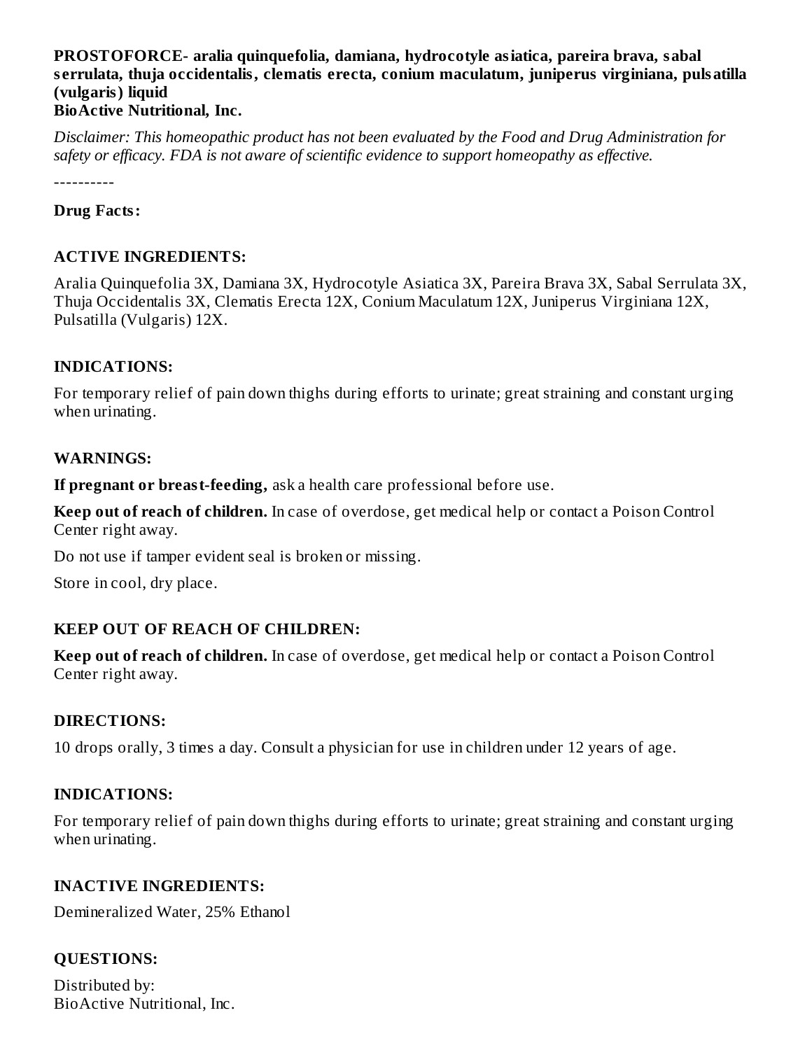**PROSTOFORCE- aralia quinquefolia, damiana, hydrocotyle asiatica, pareira brava, sabal serrulata, thuja occidentalis, clematis erecta, conium maculatum, juniperus virginiana, pulsatilla (vulgaris) liquid**
**BioActive Nutritional, Inc.**

*Disclaimer: This homeopathic product has not been evaluated by the Food and Drug Administration for safety or efficacy. FDA is not aware of scientific evidence to support homeopathy as effective.*

----------

**Drug Facts:**

**ACTIVE INGREDIENTS:**

Aralia Quinquefolia 3X, Damiana 3X, Hydrocotyle Asiatica 3X, Pareira Brava 3X, Sabal Serrulata 3X, Thuja Occidentalis 3X, Clematis Erecta 12X, Conium Maculatum 12X, Juniperus Virginiana 12X, Pulsatilla (Vulgaris) 12X.

**INDICATIONS:**

For temporary relief of pain down thighs during efforts to urinate; great straining and constant urging when urinating.

**WARNINGS:**

**If pregnant or breast-feeding,** ask a health care professional before use.

**Keep out of reach of children.** In case of overdose, get medical help or contact a Poison Control Center right away.

Do not use if tamper evident seal is broken or missing.

Store in cool, dry place.

**KEEP OUT OF REACH OF CHILDREN:**

**Keep out of reach of children.** In case of overdose, get medical help or contact a Poison Control Center right away.

**DIRECTIONS:**

10 drops orally, 3 times a day. Consult a physician for use in children under 12 years of age.

**INDICATIONS:**

For temporary relief of pain down thighs during efforts to urinate; great straining and constant urging when urinating.

**INACTIVE INGREDIENTS:**

Demineralized Water, 25% Ethanol

**QUESTIONS:**

Distributed by:
BioActive Nutritional, Inc.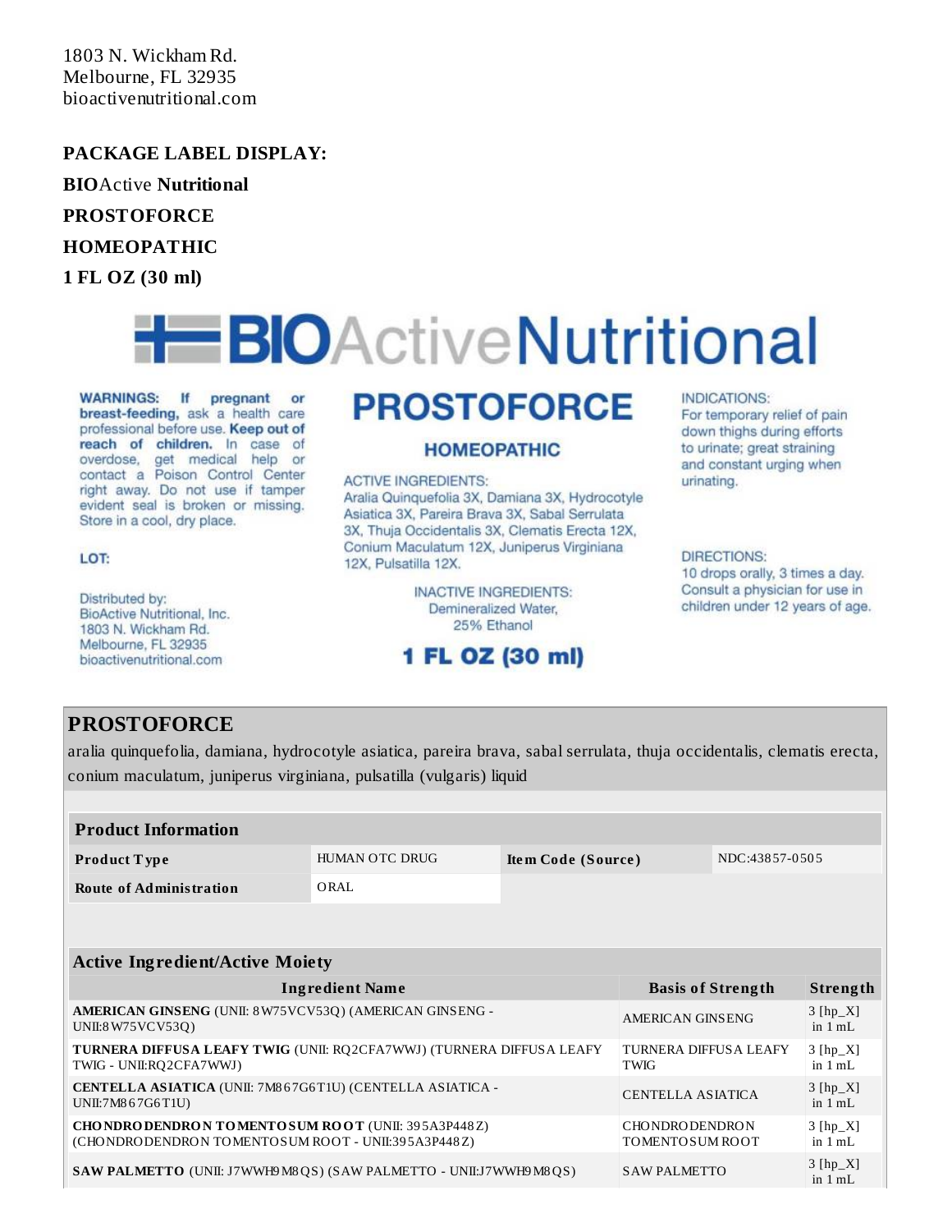1803 N. Wickham Rd.
Melbourne, FL 32935
bioactivenutritional.com

**PACKAGE LABEL DISPLAY:**

**BIO**Active **Nutritional**

**PROSTOFORCE**

**HOMEOPATHIC**

**1 FL OZ (30 ml)**

BIOActiveNutritional

**WARNINGS: If pregnant or breast-feeding,** ask a health care professional before use. **Keep out of reach of children.** In case of overdose, get medical help or contact a Poison Control Center right away. Do not use if tamper evident seal is broken or missing. Store in a cool, dry place.

LOT:

Distributed by:
BioActive Nutritional, Inc.
1803 N. Wickham Rd.
Melbourne, FL 32935
bioactivenutritional.com

**PROSTOFORCE**

**HOMEOPATHIC**

ACTIVE INGREDIENTS:
Aralia Quinquefolia 3X, Damiana 3X, Hydrocotyle Asiatica 3X, Pareira Brava 3X, Sabal Serrulata 3X, Thuja Occidentalis 3X, Clematis Erecta 12X, Conium Maculatum 12X, Juniperus Virginiana 12X, Pulsatilla 12X.

INACTIVE INGREDIENTS:
Demineralized Water,
25% Ethanol

**1 FL OZ (30 ml)**

INDICATIONS:
For temporary relief of pain down thighs during efforts to urinate; great straining and constant urging when urinating.

DIRECTIONS:
10 drops orally, 3 times a day. Consult a physician for use in children under 12 years of age.

## PROSTOFORCE

aralia quinquefolia, damiana, hydrocotyle asiatica, pareira brava, sabal serrulata, thuja occidentalis, clematis erecta, conium maculatum, juniperus virginiana, pulsatilla (vulgaris) liquid

| Product Information | | | |
|---|---|---|---|
| **Product Type** | HUMAN OTC DRUG | **Item Code (Source)** | NDC:43857-0505 |
| **Route of Administration** | ORAL | | |

| Active Ingredient/Active Moiety | | |
|---|---|---|
| **Ingredient Name** | **Basis of Strength** | **Strength** |
| **AMERICAN GINSENG** (UNII: 8W75VCV53Q) (AMERICAN GINSENG - UNII:8W75VCV53Q) | AMERICAN GINSENG | 3 [hp_X] in 1 mL |
| **TURNERA DIFFUSA LEAFY TWIG** (UNII: RQ2CFA7WWJ) (TURNERA DIFFUSA LEAFY TWIG - UNII:RQ2CFA7WWJ) | TURNERA DIFFUSA LEAFY TWIG | 3 [hp_X] in 1 mL |
| **CENTELLA ASIATICA** (UNII: 7M867G6T1U) (CENTELLA ASIATICA - UNII:7M867G6T1U) | CENTELLA ASIATICA | 3 [hp_X] in 1 mL |
| **CHONDRODENDRON TOMENTOSUM ROOT** (UNII: 395A3P448Z) (CHONDRODENDRON TOMENTOSUM ROOT - UNII:395A3P448Z) | CHONDRODENDRON TOMENTOSUM ROOT | 3 [hp_X] in 1 mL |
| **SAW PALMETTO** (UNII: J7WWH9M8QS) (SAW PALMETTO - UNII:J7WWH9M8QS) | SAW PALMETTO | 3 [hp_X] in 1 mL |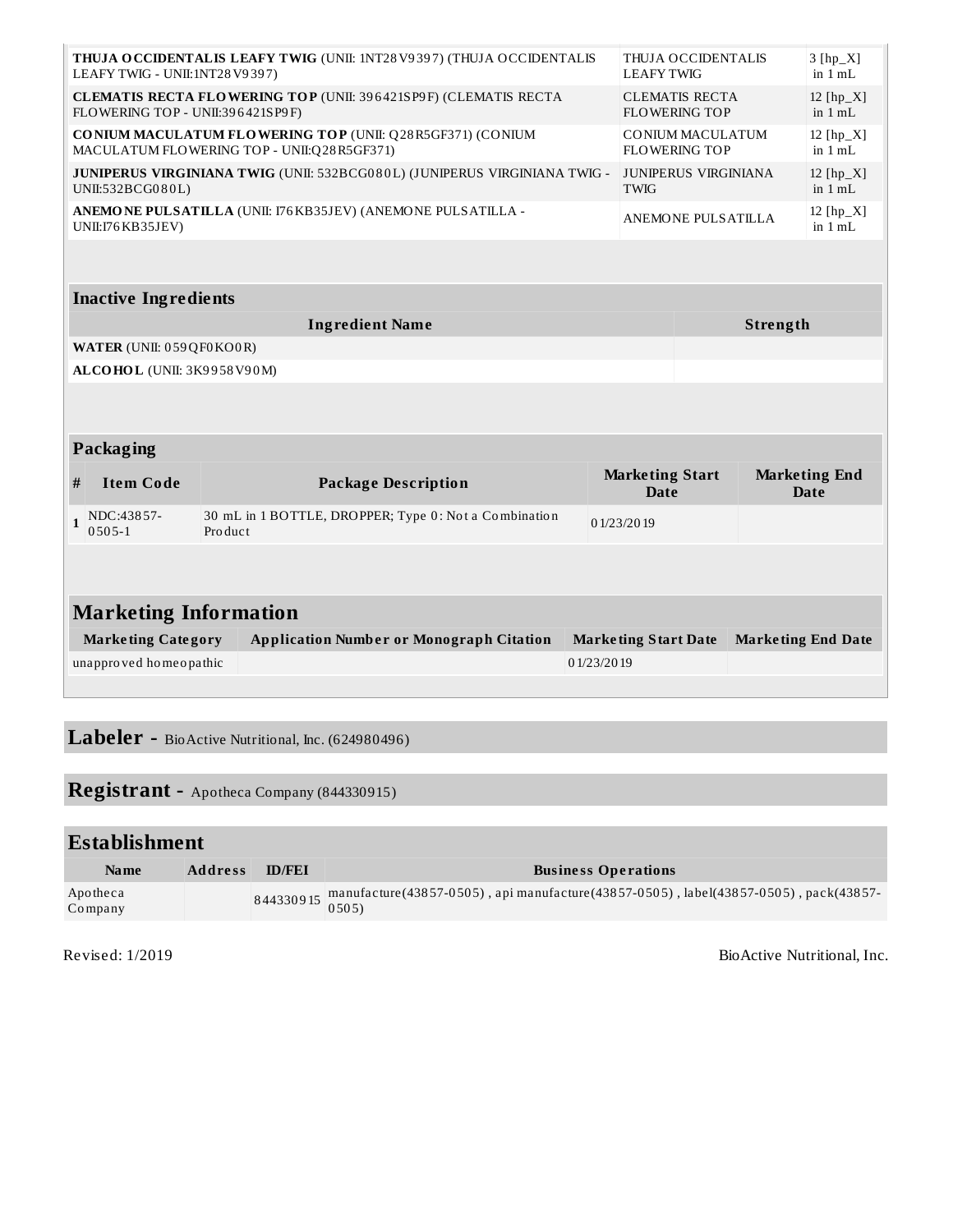| | | |
|---|---|---|
| **THUJA OCCIDENTALIS LEAFY TWIG** (UNII: 1NT28V9397) (THUJA OCCIDENTALIS LEAFY TWIG - UNII:1NT28V9397) | THUJA OCCIDENTALIS LEAFY TWIG | 3 [hp_X] in 1 mL |
| **CLEMATIS RECTA FLOWERING TOP** (UNII: 396421SP9F) (CLEMATIS RECTA FLOWERING TOP - UNII:396421SP9F) | CLEMATIS RECTA FLOWERING TOP | 12 [hp_X] in 1 mL |
| **CONIUM MACULATUM FLOWERING TOP** (UNII: Q28R5GF371) (CONIUM MACULATUM FLOWERING TOP - UNII:Q28R5GF371) | CONIUM MACULATUM FLOWERING TOP | 12 [hp_X] in 1 mL |
| **JUNIPERUS VIRGINIANA TWIG** (UNII: 532BCG080L) (JUNIPERUS VIRGINIANA TWIG - UNII:532BCG080L) | JUNIPERUS VIRGINIANA TWIG | 12 [hp_X] in 1 mL |
| **ANEMONE PULSATILLA** (UNII: I76KB35JEV) (ANEMONE PULSATILLA - UNII:I76KB35JEV) | ANEMONE PULSATILLA | 12 [hp_X] in 1 mL |

**Inactive Ingredients**

| Ingredient Name | Strength |
|---|---|
| **WATER** (UNII: 059QF0KO0R) | |
| **ALCOHOL** (UNII: 3K9958V90M) | |

**Packaging**

| # | Item Code | Package Description | Marketing Start Date | Marketing End Date |
|---|---|---|---|---|
| 1 | NDC:43857-0505-1 | 30 mL in 1 BOTTLE, DROPPER; Type 0: Not a Combination Product | 01/23/2019 | |

## Marketing Information

| Marketing Category | Application Number or Monograph Citation | Marketing Start Date | Marketing End Date |
|---|---|---|---|
| unapproved homeopathic | | 01/23/2019 | |

## Labeler - BioActive Nutritional, Inc. (624980496)

## Registrant - Apotheca Company (844330915)

## Establishment

| Name | Address | ID/FEI | Business Operations |
|---|---|---|---|
| Apotheca Company | | 844330915 | manufacture(43857-0505) , api manufacture(43857-0505) , label(43857-0505) , pack(43857-0505) |

Revised: 1/2019 BioActive Nutritional, Inc.